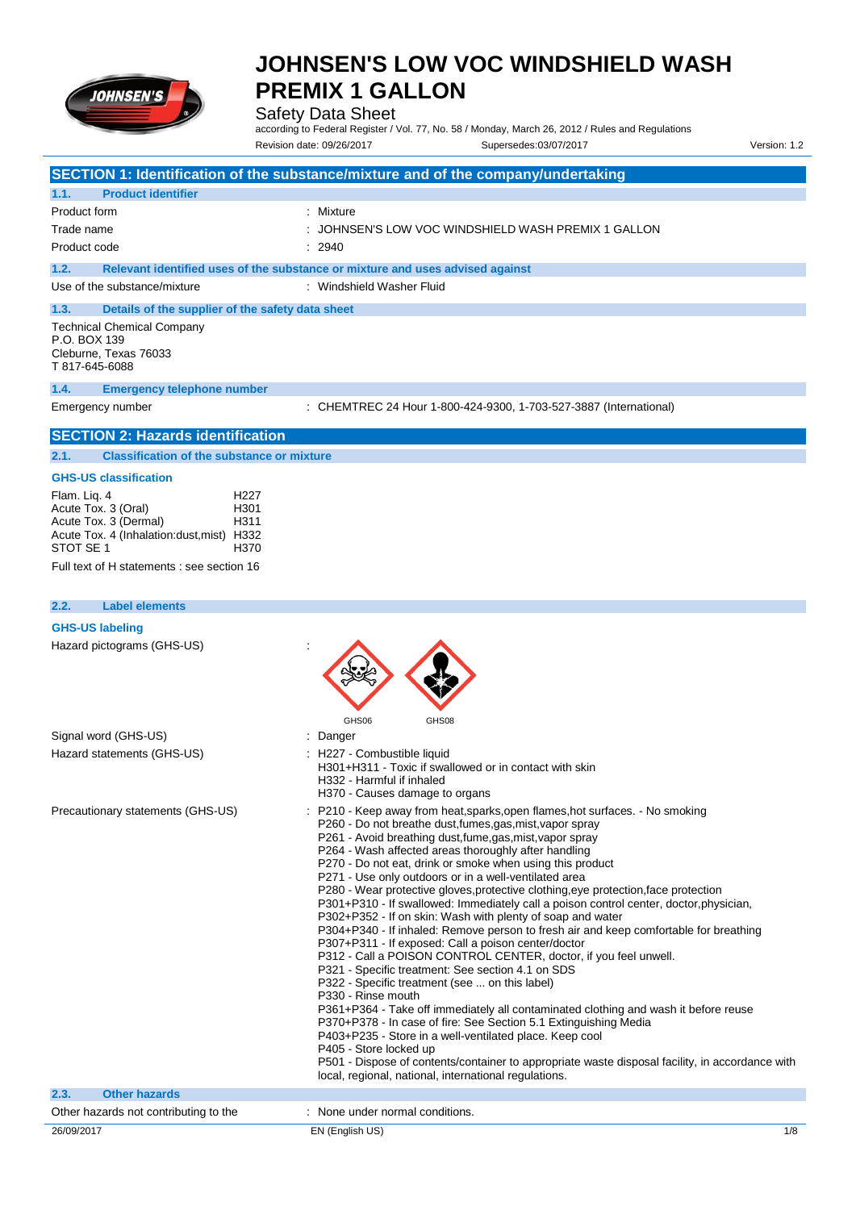# JOHNSEN'S LOW VOC WINDSHIELD WASH PREMIX 1 GALLON

Safety Data Sheet

according to Federal Register / Vol. 77, No. 58 / Monday, March 26, 2012 / Rules and Regulations

Revision date: 09/26/2017 Supersedes:03/07/2017 Version: 1.2

## SECTION 1: Identification of the substance/mixture and of the company/undertaking

### 1.1. Product identifier

| | |
|---|---|
| Product form | : Mixture |
| Trade name | : JOHNSEN'S LOW VOC WINDSHIELD WASH PREMIX 1 GALLON |
| Product code | : 2940 |

### 1.2. Relevant identified uses of the substance or mixture and uses advised against

| | |
|---|---|
| Use of the substance/mixture | : Windshield Washer Fluid |

### 1.3. Details of the supplier of the safety data sheet

Technical Chemical Company
P.O. BOX 139
Cleburne, Texas 76033
T 817-645-6088

### 1.4. Emergency telephone number

| | |
|---|---|
| Emergency number | : CHEMTREC 24 Hour 1-800-424-9300, 1-703-527-3887 (International) |

## SECTION 2: Hazards identification

### 2.1. Classification of the substance or mixture

**GHS-US classification**

| | |
|---|---|
| Flam. Liq. 4 | H227 |
| Acute Tox. 3 (Oral) | H301 |
| Acute Tox. 3 (Dermal) | H311 |
| Acute Tox. 4 (Inhalation:dust,mist) | H332 |
| STOT SE 1 | H370 |

Full text of H statements : see section 16

### 2.2. Label elements

**GHS-US labeling**

Hazard pictograms (GHS-US) :

GHS06 GHS08

Signal word (GHS-US) : Danger

Hazard statements (GHS-US) :
- H227 - Combustible liquid
- H301+H311 - Toxic if swallowed or in contact with skin
- H332 - Harmful if inhaled
- H370 - Causes damage to organs

Precautionary statements (GHS-US) :
- P210 - Keep away from heat,sparks,open flames,hot surfaces. - No smoking
- P260 - Do not breathe dust,fumes,gas,mist,vapor spray
- P261 - Avoid breathing dust,fume,gas,mist,vapor spray
- P264 - Wash affected areas thoroughly after handling
- P270 - Do not eat, drink or smoke when using this product
- P271 - Use only outdoors or in a well-ventilated area
- P280 - Wear protective gloves,protective clothing,eye protection,face protection
- P301+P310 - If swallowed: Immediately call a poison control center, doctor,physician,
- P302+P352 - If on skin: Wash with plenty of soap and water
- P304+P340 - If inhaled: Remove person to fresh air and keep comfortable for breathing
- P307+P311 - If exposed: Call a poison center/doctor
- P312 - Call a POISON CONTROL CENTER, doctor, if you feel unwell.
- P321 - Specific treatment: See section 4.1 on SDS
- P322 - Specific treatment (see ... on this label)
- P330 - Rinse mouth
- P361+P364 - Take off immediately all contaminated clothing and wash it before reuse
- P370+P378 - In case of fire: See Section 5.1 Extinguishing Media
- P403+P235 - Store in a well-ventilated place. Keep cool
- P405 - Store locked up
- P501 - Dispose of contents/container to appropriate waste disposal facility, in accordance with local, regional, national, international regulations.

### 2.3. Other hazards

| | |
|---|---|
| Other hazards not contributing to the | : None under normal conditions. |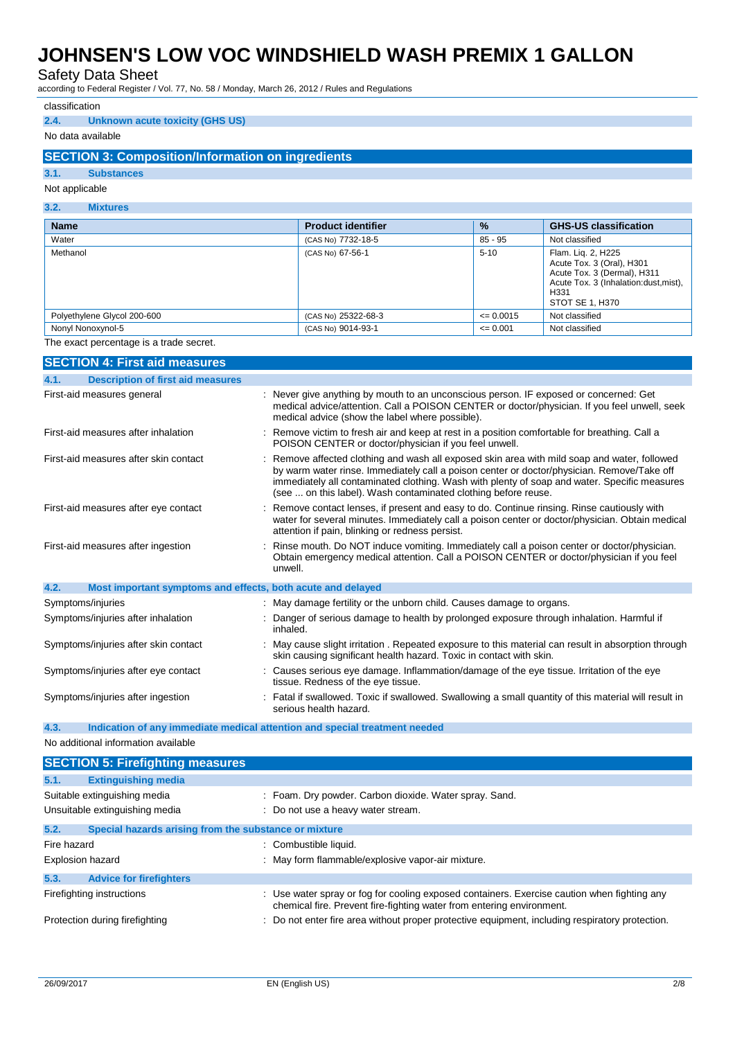classification

### 2.4. Unknown acute toxicity (GHS US)

No data available

## SECTION 3: Composition/Information on ingredients

### 3.1. Substances

Not applicable

### 3.2. Mixtures

| Name | Product identifier | % | GHS-US classification |
|---|---|---|---|
| Water | (CAS No) 7732-18-5 | 85 - 95 | Not classified |
| Methanol | (CAS No) 67-56-1 | 5-10 | Flam. Liq. 2, H225<br>Acute Tox. 3 (Oral), H301<br>Acute Tox. 3 (Dermal), H311<br>Acute Tox. 3 (Inhalation:dust,mist), H331<br>STOT SE 1, H370 |
| Polyethylene Glycol 200-600 | (CAS No) 25322-68-3 | <= 0.0015 | Not classified |
| Nonyl Nonoxynol-5 | (CAS No) 9014-93-1 | <= 0.001 | Not classified |

The exact percentage is a trade secret.

## SECTION 4: First aid measures

### 4.1. Description of first aid measures

First-aid measures general : Never give anything by mouth to an unconscious person. IF exposed or concerned: Get medical advice/attention. Call a POISON CENTER or doctor/physician. If you feel unwell, seek medical advice (show the label where possible).

First-aid measures after inhalation : Remove victim to fresh air and keep at rest in a position comfortable for breathing. Call a POISON CENTER or doctor/physician if you feel unwell.

First-aid measures after skin contact : Remove affected clothing and wash all exposed skin area with mild soap and water, followed by warm water rinse. Immediately call a poison center or doctor/physician. Remove/Take off immediately all contaminated clothing. Wash with plenty of soap and water. Specific measures (see ... on this label). Wash contaminated clothing before reuse.

First-aid measures after eye contact : Remove contact lenses, if present and easy to do. Continue rinsing. Rinse cautiously with water for several minutes. Immediately call a poison center or doctor/physician. Obtain medical attention if pain, blinking or redness persist.

First-aid measures after ingestion : Rinse mouth. Do NOT induce vomiting. Immediately call a poison center or doctor/physician. Obtain emergency medical attention. Call a POISON CENTER or doctor/physician if you feel unwell.

### 4.2. Most important symptoms and effects, both acute and delayed

Symptoms/injuries : May damage fertility or the unborn child. Causes damage to organs.

Symptoms/injuries after inhalation : Danger of serious damage to health by prolonged exposure through inhalation. Harmful if inhaled.

Symptoms/injuries after skin contact : May cause slight irritation . Repeated exposure to this material can result in absorption through skin causing significant health hazard. Toxic in contact with skin.

Symptoms/injuries after eye contact : Causes serious eye damage. Inflammation/damage of the eye tissue. Irritation of the eye tissue. Redness of the eye tissue.

Symptoms/injuries after ingestion : Fatal if swallowed. Toxic if swallowed. Swallowing a small quantity of this material will result in serious health hazard.

### 4.3. Indication of any immediate medical attention and special treatment needed

No additional information available

## SECTION 5: Firefighting measures

### 5.1. Extinguishing media

Suitable extinguishing media : Foam. Dry powder. Carbon dioxide. Water spray. Sand.

Unsuitable extinguishing media : Do not use a heavy water stream.

### 5.2. Special hazards arising from the substance or mixture

Fire hazard : Combustible liquid.

Explosion hazard : May form flammable/explosive vapor-air mixture.

### 5.3. Advice for firefighters

Firefighting instructions : Use water spray or fog for cooling exposed containers. Exercise caution when fighting any chemical fire. Prevent fire-fighting water from entering environment.

Protection during firefighting : Do not enter fire area without proper protective equipment, including respiratory protection.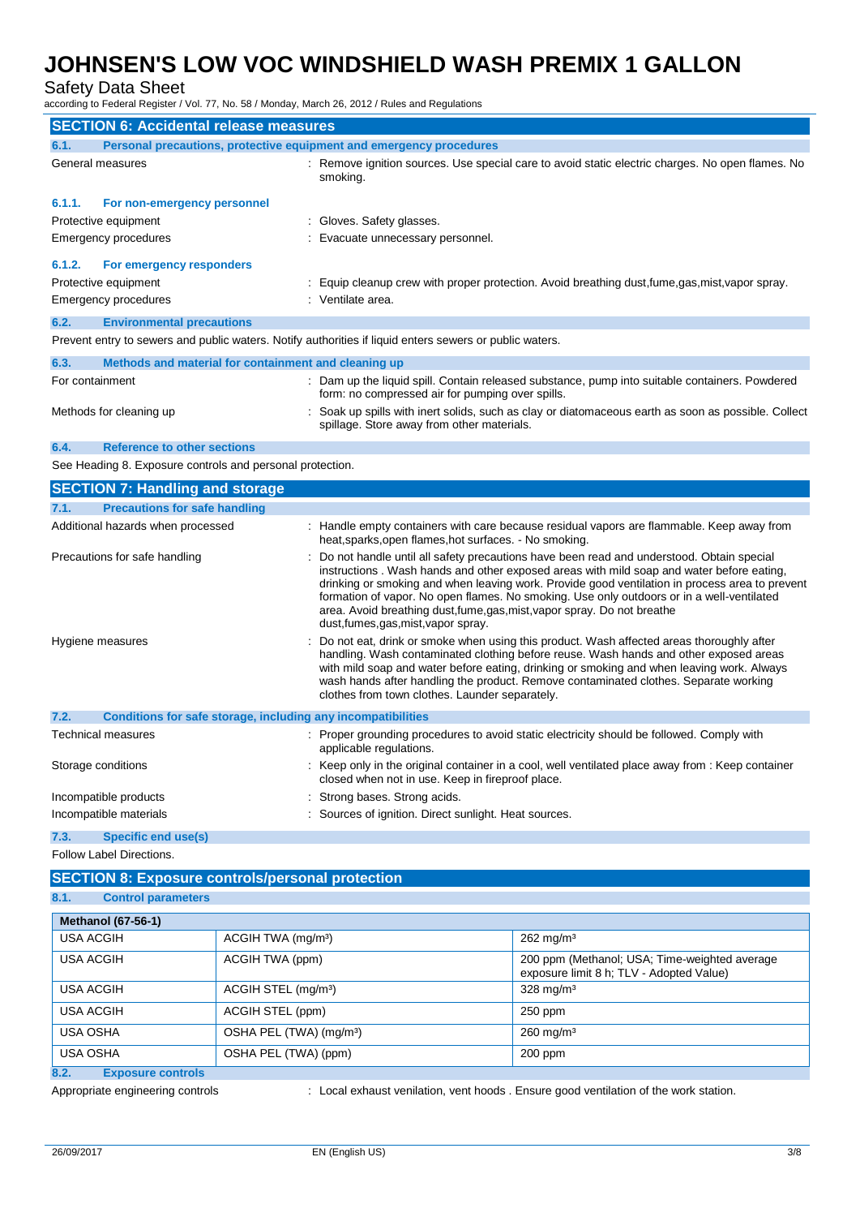## SECTION 6: Accidental release measures

### 6.1. Personal precautions, protective equipment and emergency procedures

General measures : Remove ignition sources. Use special care to avoid static electric charges. No open flames. No smoking.

#### 6.1.1. For non-emergency personnel

Protective equipment : Gloves. Safety glasses.

Emergency procedures : Evacuate unnecessary personnel.

#### 6.1.2. For emergency responders

Protective equipment : Equip cleanup crew with proper protection. Avoid breathing dust,fume,gas,mist,vapor spray.

Emergency procedures : Ventilate area.

### 6.2. Environmental precautions

Prevent entry to sewers and public waters. Notify authorities if liquid enters sewers or public waters.

### 6.3. Methods and material for containment and cleaning up

For containment : Dam up the liquid spill. Contain released substance, pump into suitable containers. Powdered form: no compressed air for pumping over spills.

Methods for cleaning up : Soak up spills with inert solids, such as clay or diatomaceous earth as soon as possible. Collect spillage. Store away from other materials.

### 6.4. Reference to other sections

See Heading 8. Exposure controls and personal protection.

## SECTION 7: Handling and storage

### 7.1. Precautions for safe handling

Additional hazards when processed : Handle empty containers with care because residual vapors are flammable. Keep away from heat,sparks,open flames,hot surfaces. - No smoking.

Precautions for safe handling : Do not handle until all safety precautions have been read and understood. Obtain special instructions . Wash hands and other exposed areas with mild soap and water before eating, drinking or smoking and when leaving work. Provide good ventilation in process area to prevent formation of vapor. No open flames. No smoking. Use only outdoors or in a well-ventilated area. Avoid breathing dust,fume,gas,mist,vapor spray. Do not breathe dust,fumes,gas,mist,vapor spray.

Hygiene measures : Do not eat, drink or smoke when using this product. Wash affected areas thoroughly after handling. Wash contaminated clothing before reuse. Wash hands and other exposed areas with mild soap and water before eating, drinking or smoking and when leaving work. Always wash hands after handling the product. Remove contaminated clothes. Separate working clothes from town clothes. Launder separately.

### 7.2. Conditions for safe storage, including any incompatibilities

Technical measures : Proper grounding procedures to avoid static electricity should be followed. Comply with applicable regulations.

Storage conditions : Keep only in the original container in a cool, well ventilated place away from : Keep container closed when not in use. Keep in fireproof place.

Incompatible products : Strong bases. Strong acids.

Incompatible materials : Sources of ignition. Direct sunlight. Heat sources.

### 7.3. Specific end use(s)

Follow Label Directions.

## SECTION 8: Exposure controls/personal protection

### 8.1. Control parameters

| Methanol (67-56-1) | | |
|---|---|---|
| USA ACGIH | ACGIH TWA (mg/m³) | 262 mg/m³ |
| USA ACGIH | ACGIH TWA (ppm) | 200 ppm (Methanol; USA; Time-weighted average exposure limit 8 h; TLV - Adopted Value) |
| USA ACGIH | ACGIH STEL (mg/m³) | 328 mg/m³ |
| USA ACGIH | ACGIH STEL (ppm) | 250 ppm |
| USA OSHA | OSHA PEL (TWA) (mg/m³) | 260 mg/m³ |
| USA OSHA | OSHA PEL (TWA) (ppm) | 200 ppm |

### 8.2. Exposure controls

Appropriate engineering controls : Local exhaust venilation, vent hoods . Ensure good ventilation of the work station.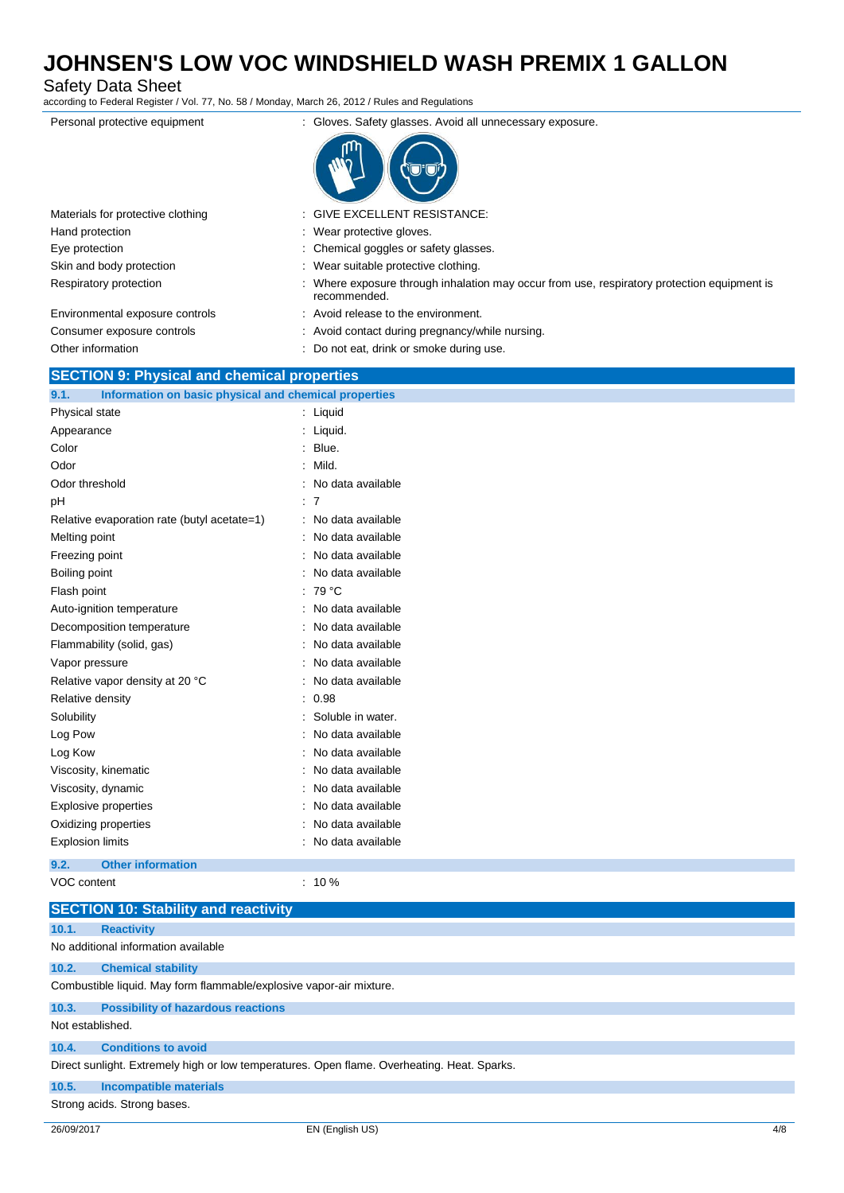| | |
|---|---|
| Personal protective equipment | : Gloves. Safety glasses. Avoid all unnecessary exposure. |
| Materials for protective clothing | : GIVE EXCELLENT RESISTANCE: |
| Hand protection | : Wear protective gloves. |
| Eye protection | : Chemical goggles or safety glasses. |
| Skin and body protection | : Wear suitable protective clothing. |
| Respiratory protection | : Where exposure through inhalation may occur from use, respiratory protection equipment is recommended. |
| Environmental exposure controls | : Avoid release to the environment. |
| Consumer exposure controls | : Avoid contact during pregnancy/while nursing. |
| Other information | : Do not eat, drink or smoke during use. |

## SECTION 9: Physical and chemical properties

### 9.1. Information on basic physical and chemical properties

| | |
|---|---|
| Physical state | : Liquid |
| Appearance | : Liquid. |
| Color | : Blue. |
| Odor | : Mild. |
| Odor threshold | : No data available |
| pH | : 7 |
| Relative evaporation rate (butyl acetate=1) | : No data available |
| Melting point | : No data available |
| Freezing point | : No data available |
| Boiling point | : No data available |
| Flash point | : 79 °C |
| Auto-ignition temperature | : No data available |
| Decomposition temperature | : No data available |
| Flammability (solid, gas) | : No data available |
| Vapor pressure | : No data available |
| Relative vapor density at 20 °C | : No data available |
| Relative density | : 0.98 |
| Solubility | : Soluble in water. |
| Log Pow | : No data available |
| Log Kow | : No data available |
| Viscosity, kinematic | : No data available |
| Viscosity, dynamic | : No data available |
| Explosive properties | : No data available |
| Oxidizing properties | : No data available |
| Explosion limits | : No data available |

### 9.2. Other information

| | |
|---|---|
| VOC content | : 10 % |

## SECTION 10: Stability and reactivity

### 10.1. Reactivity

No additional information available

### 10.2. Chemical stability

Combustible liquid. May form flammable/explosive vapor-air mixture.

### 10.3. Possibility of hazardous reactions

Not established.

### 10.4. Conditions to avoid

Direct sunlight. Extremely high or low temperatures. Open flame. Overheating. Heat. Sparks.

### 10.5. Incompatible materials

Strong acids. Strong bases.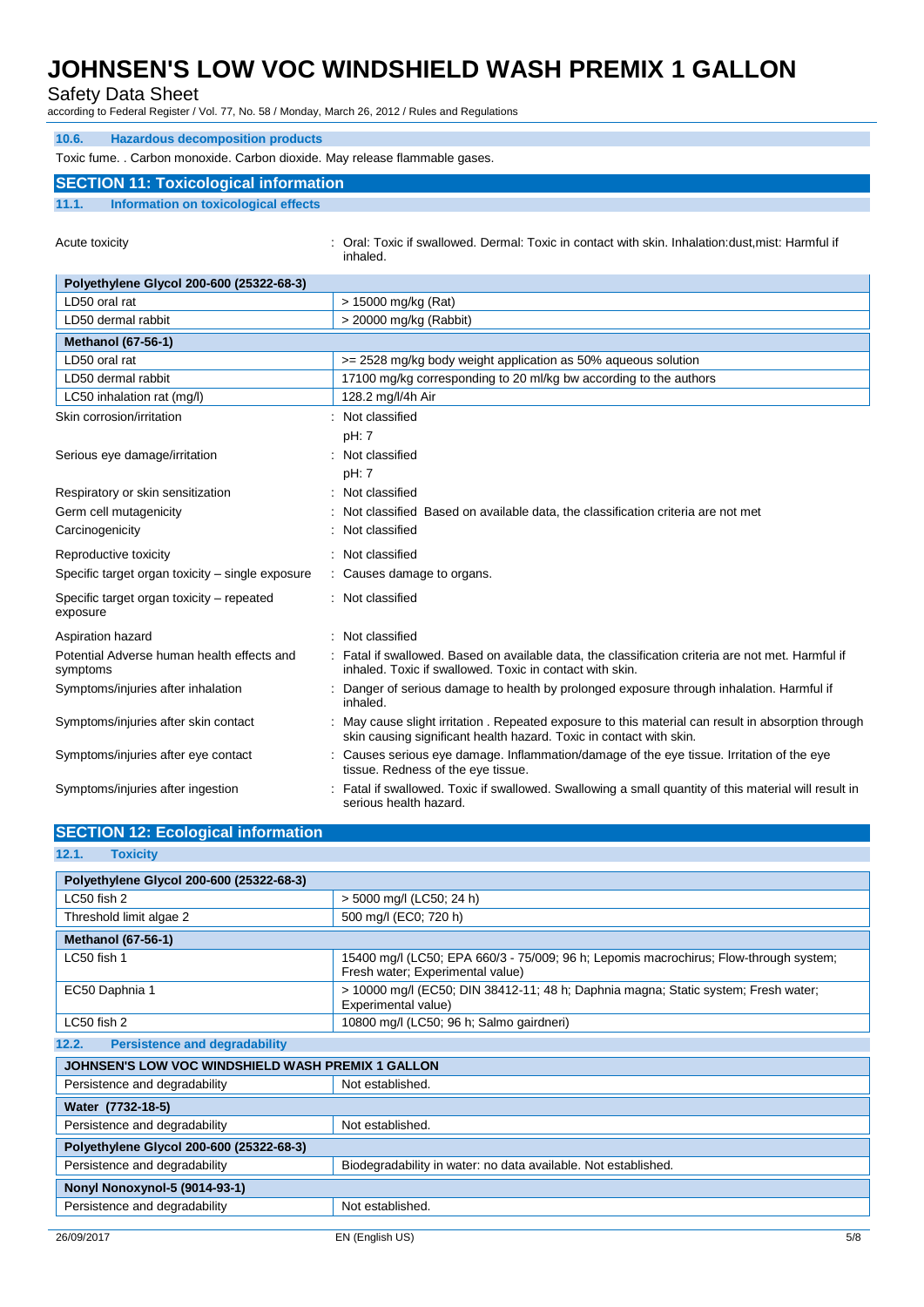### 10.6. Hazardous decomposition products

Toxic fume. . Carbon monoxide. Carbon dioxide. May release flammable gases.

## SECTION 11: Toxicological information

### 11.1. Information on toxicological effects

Acute toxicity : Oral: Toxic if swallowed. Dermal: Toxic in contact with skin. Inhalation:dust,mist: Harmful if inhaled.

| Polyethylene Glycol 200-600 (25322-68-3) | |
|---|---|
| LD50 oral rat | > 15000 mg/kg (Rat) |
| LD50 dermal rabbit | > 20000 mg/kg (Rabbit) |
| **Methanol (67-56-1)** | |
| LD50 oral rat | >= 2528 mg/kg body weight application as 50% aqueous solution |
| LD50 dermal rabbit | 17100 mg/kg corresponding to 20 ml/kg bw according to the authors |
| LC50 inhalation rat (mg/l) | 128.2 mg/l/4h Air |

Skin corrosion/irritation : Not classified

pH: 7

Serious eye damage/irritation : Not classified

pH: 7

Respiratory or skin sensitization : Not classified

Germ cell mutagenicity : Not classified Based on available data, the classification criteria are not met

Carcinogenicity : Not classified

Reproductive toxicity : Not classified

Specific target organ toxicity – single exposure : Causes damage to organs.

Specific target organ toxicity – repeated exposure : Not classified

Aspiration hazard : Not classified

Potential Adverse human health effects and symptoms : Fatal if swallowed. Based on available data, the classification criteria are not met. Harmful if inhaled. Toxic if swallowed. Toxic in contact with skin.

Symptoms/injuries after inhalation : Danger of serious damage to health by prolonged exposure through inhalation. Harmful if inhaled.

Symptoms/injuries after skin contact : May cause slight irritation . Repeated exposure to this material can result in absorption through skin causing significant health hazard. Toxic in contact with skin.

Symptoms/injuries after eye contact : Causes serious eye damage. Inflammation/damage of the eye tissue. Irritation of the eye tissue. Redness of the eye tissue.

Symptoms/injuries after ingestion : Fatal if swallowed. Toxic if swallowed. Swallowing a small quantity of this material will result in serious health hazard.

## SECTION 12: Ecological information

### 12.1. Toxicity

| Polyethylene Glycol 200-600 (25322-68-3) | |
|---|---|
| LC50 fish 2 | > 5000 mg/l (LC50; 24 h) |
| Threshold limit algae 2 | 500 mg/l (EC0; 720 h) |
| **Methanol (67-56-1)** | |
| LC50 fish 1 | 15400 mg/l (LC50; EPA 660/3 - 75/009; 96 h; Lepomis macrochirus; Flow-through system; Fresh water; Experimental value) |
| EC50 Daphnia 1 | > 10000 mg/l (EC50; DIN 38412-11; 48 h; Daphnia magna; Static system; Fresh water; Experimental value) |
| LC50 fish 2 | 10800 mg/l (LC50; 96 h; Salmo gairdneri) |

### 12.2. Persistence and degradability

| JOHNSEN'S LOW VOC WINDSHIELD WASH PREMIX 1 GALLON | |
|---|---|
| Persistence and degradability | Not established. |
| **Water (7732-18-5)** | |
| Persistence and degradability | Not established. |
| **Polyethylene Glycol 200-600 (25322-68-3)** | |
| Persistence and degradability | Biodegradability in water: no data available. Not established. |
| **Nonyl Nonoxynol-5 (9014-93-1)** | |
| Persistence and degradability | Not established. |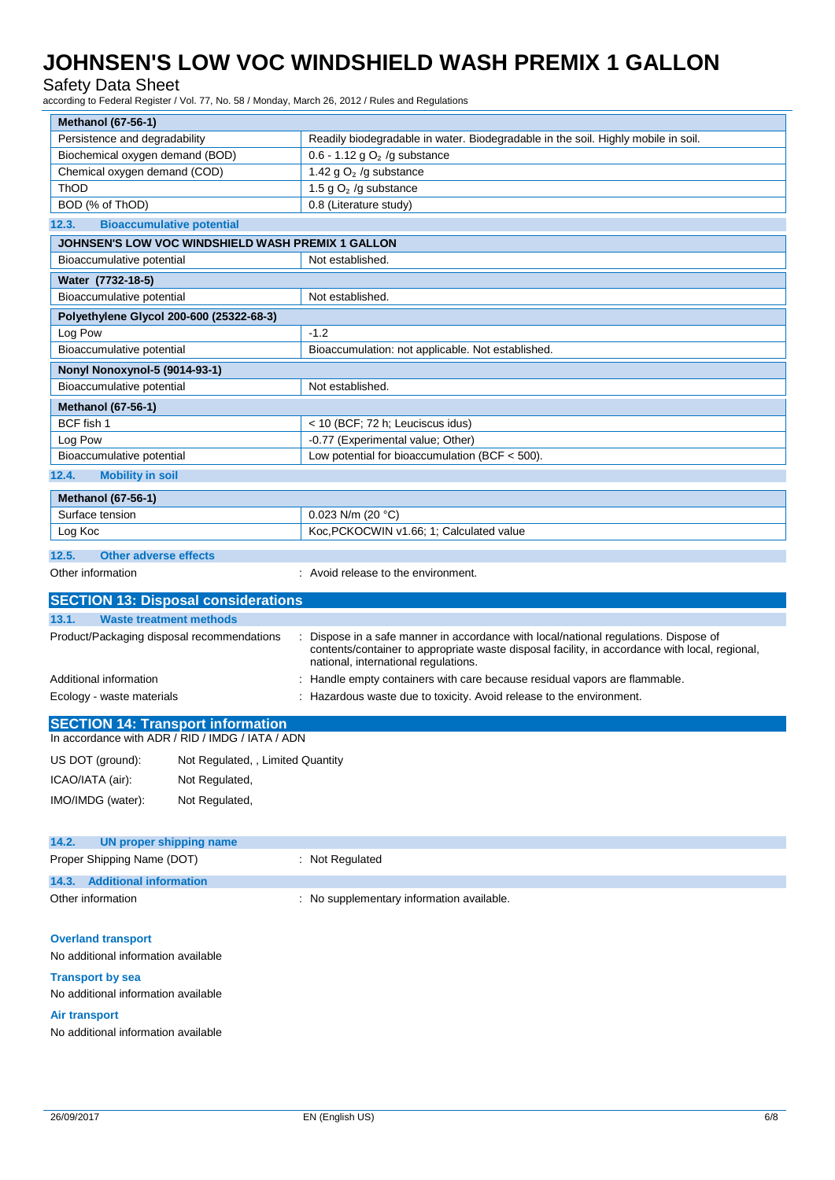| Methanol (67-56-1) | |
|---|---|
| Persistence and degradability | Readily biodegradable in water. Biodegradable in the soil. Highly mobile in soil. |
| Biochemical oxygen demand (BOD) | 0.6 - 1.12 g $O_2$ /g substance |
| Chemical oxygen demand (COD) | 1.42 g $O_2$ /g substance |
| ThOD | 1.5 g $O_2$ /g substance |
| BOD (% of ThOD) | 0.8 (Literature study) |

### 12.3. Bioaccumulative potential

| JOHNSEN'S LOW VOC WINDSHIELD WASH PREMIX 1 GALLON | |
|---|---|
| Bioaccumulative potential | Not established. |

| Water (7732-18-5) | |
|---|---|
| Bioaccumulative potential | Not established. |

| Polyethylene Glycol 200-600 (25322-68-3) | |
|---|---|
| Log Pow | -1.2 |
| Bioaccumulative potential | Bioaccumulation: not applicable. Not established. |

| Nonyl Nonoxynol-5 (9014-93-1) | |
|---|---|
| Bioaccumulative potential | Not established. |

| Methanol (67-56-1) | |
|---|---|
| BCF fish 1 | < 10 (BCF; 72 h; Leuciscus idus) |
| Log Pow | -0.77 (Experimental value; Other) |
| Bioaccumulative potential | Low potential for bioaccumulation (BCF < 500). |

### 12.4. Mobility in soil

| Methanol (67-56-1) | |
|---|---|
| Surface tension | 0.023 N/m (20 °C) |
| Log Koc | Koc,PCKOCWIN v1.66; 1; Calculated value |

### 12.5. Other adverse effects

Other information : Avoid release to the environment.

## SECTION 13: Disposal considerations

### 13.1. Waste treatment methods

Product/Packaging disposal recommendations : Dispose in a safe manner in accordance with local/national regulations. Dispose of contents/container to appropriate waste disposal facility, in accordance with local, regional, national, international regulations.

Additional information : Handle empty containers with care because residual vapors are flammable.

Ecology - waste materials : Hazardous waste due to toxicity. Avoid release to the environment.

## SECTION 14: Transport information

In accordance with ADR / RID / IMDG / IATA / ADN

US DOT (ground): Not Regulated, , Limited Quantity

ICAO/IATA (air): Not Regulated,

IMO/IMDG (water): Not Regulated,

### 14.2. UN proper shipping name

Proper Shipping Name (DOT) : Not Regulated

### 14.3. Additional information

Other information : No supplementary information available.

**Overland transport**

No additional information available

**Transport by sea**

No additional information available

**Air transport**

No additional information available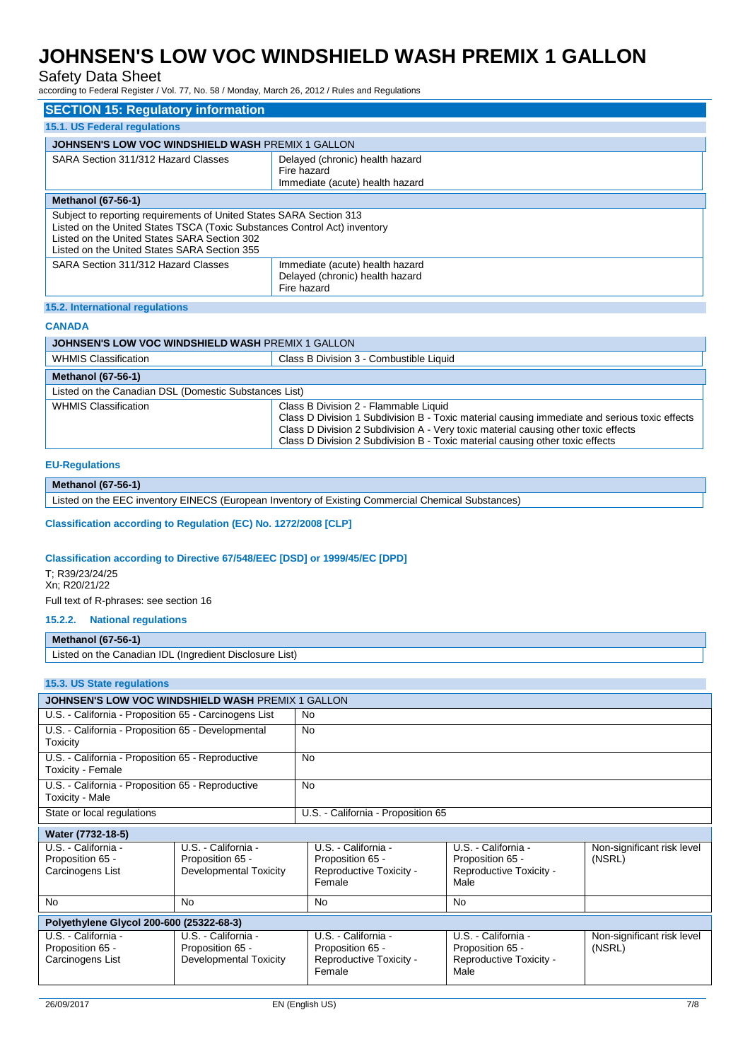## SECTION 15: Regulatory information

### 15.1. US Federal regulations

| JOHNSEN'S LOW VOC WINDSHIELD WASH PREMIX 1 GALLON | |
|---|---|
| SARA Section 311/312 Hazard Classes | Delayed (chronic) health hazard<br>Fire hazard<br>Immediate (acute) health hazard |

| Methanol (67-56-1) | |
|---|---|
| Subject to reporting requirements of United States SARA Section 313<br>Listed on the United States TSCA (Toxic Substances Control Act) inventory<br>Listed on the United States SARA Section 302<br>Listed on the United States SARA Section 355 | |
| SARA Section 311/312 Hazard Classes | Immediate (acute) health hazard<br>Delayed (chronic) health hazard<br>Fire hazard |

### 15.2. International regulations

**CANADA**

| JOHNSEN'S LOW VOC WINDSHIELD WASH PREMIX 1 GALLON | |
|---|---|
| WHMIS Classification | Class B Division 3 - Combustible Liquid |

| Methanol (67-56-1) | |
|---|---|
| Listed on the Canadian DSL (Domestic Substances List) | |
| WHMIS Classification | Class B Division 2 - Flammable Liquid<br>Class D Division 1 Subdivision B - Toxic material causing immediate and serious toxic effects<br>Class D Division 2 Subdivision A - Very toxic material causing other toxic effects<br>Class D Division 2 Subdivision B - Toxic material causing other toxic effects |

**EU-Regulations**

| Methanol (67-56-1) |
|---|
| Listed on the EEC inventory EINECS (European Inventory of Existing Commercial Chemical Substances) |

**Classification according to Regulation (EC) No. 1272/2008 [CLP]**

**Classification according to Directive 67/548/EEC [DSD] or 1999/45/EC [DPD]**

T; R39/23/24/25
Xn; R20/21/22

Full text of R-phrases: see section 16

#### 15.2.2. National regulations

| Methanol (67-56-1) |
|---|
| Listed on the Canadian IDL (Ingredient Disclosure List) |

### 15.3. US State regulations

| JOHNSEN'S LOW VOC WINDSHIELD WASH PREMIX 1 GALLON | |
|---|---|
| U.S. - California - Proposition 65 - Carcinogens List | No |
| U.S. - California - Proposition 65 - Developmental Toxicity | No |
| U.S. - California - Proposition 65 - Reproductive Toxicity - Female | No |
| U.S. - California - Proposition 65 - Reproductive Toxicity - Male | No |
| State or local regulations | U.S. - California - Proposition 65 |

| Water (7732-18-5) | | | | |
|---|---|---|---|---|
| U.S. - California - Proposition 65 - Carcinogens List | U.S. - California - Proposition 65 - Developmental Toxicity | U.S. - California - Proposition 65 - Reproductive Toxicity - Female | U.S. - California - Proposition 65 - Reproductive Toxicity - Male | Non-significant risk level (NSRL) |
| No | No | No | No | |

| Polyethylene Glycol 200-600 (25322-68-3) | | | | |
|---|---|---|---|---|
| U.S. - California - Proposition 65 - Carcinogens List | U.S. - California - Proposition 65 - Developmental Toxicity | U.S. - California - Proposition 65 - Reproductive Toxicity - Female | U.S. - California - Proposition 65 - Reproductive Toxicity - Male | Non-significant risk level (NSRL) |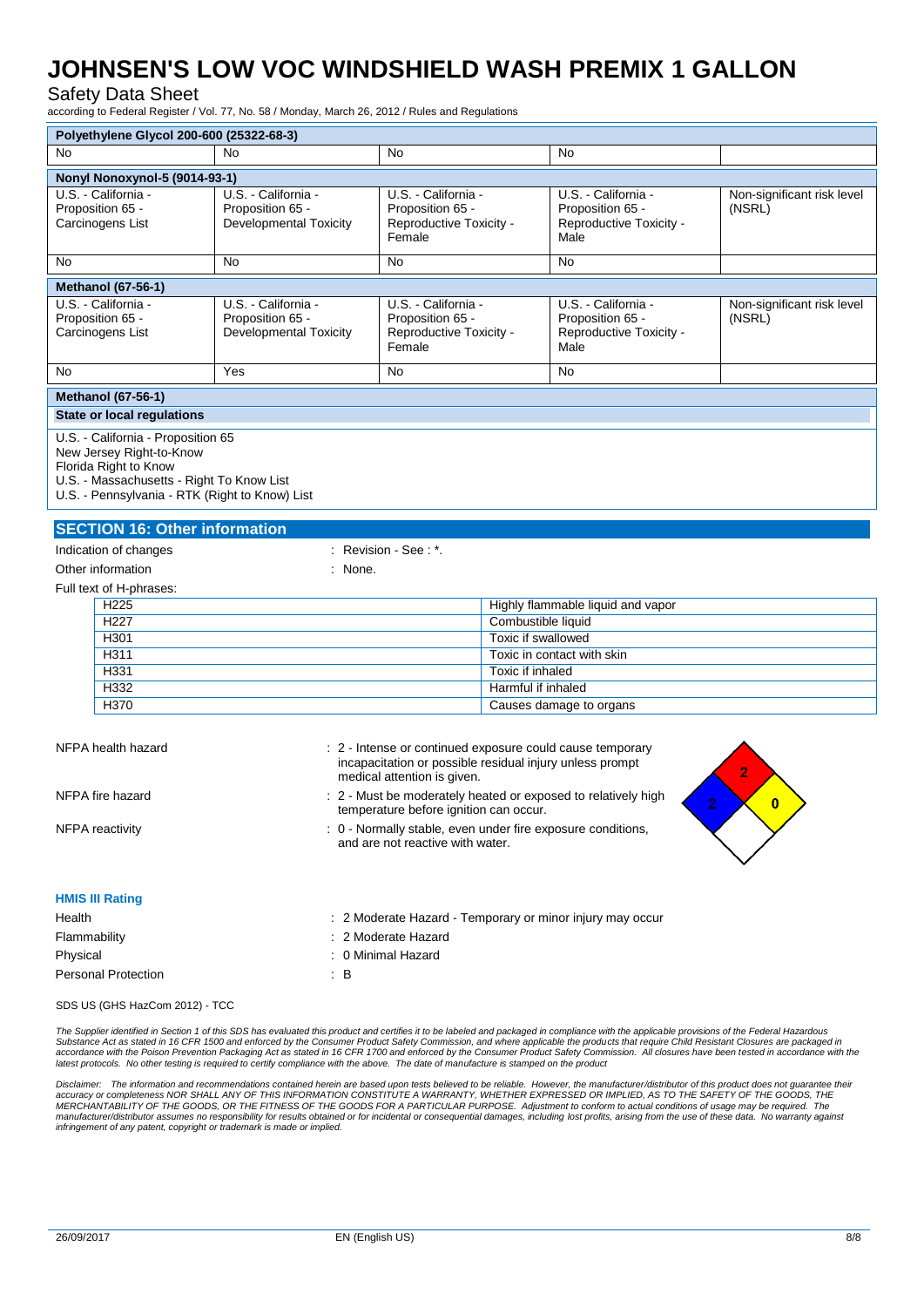# JOHNSEN'S LOW VOC WINDSHIELD WASH PREMIX 1 GALLON

Safety Data Sheet

according to Federal Register / Vol. 77, No. 58 / Monday, March 26, 2012 / Rules and Regulations

| Polyethylene Glycol 200-600 (25322-68-3) | | | | |
|---|---|---|---|---|
| No | No | No | No | |

| Nonyl Nonoxynol-5 (9014-93-1) | | | | |
|---|---|---|---|---|
| U.S. - California - Proposition 65 - Carcinogens List | U.S. - California - Proposition 65 - Developmental Toxicity | U.S. - California - Proposition 65 - Reproductive Toxicity - Female | U.S. - California - Proposition 65 - Reproductive Toxicity - Male | Non-significant risk level (NSRL) |
| No | No | No | No | |

| Methanol (67-56-1) | | | | |
|---|---|---|---|---|
| U.S. - California - Proposition 65 - Carcinogens List | U.S. - California - Proposition 65 - Developmental Toxicity | U.S. - California - Proposition 65 - Reproductive Toxicity - Female | U.S. - California - Proposition 65 - Reproductive Toxicity - Male | Non-significant risk level (NSRL) |
| No | Yes | No | No | |

**Methanol (67-56-1)**

**State or local regulations**

U.S. - California - Proposition 65
New Jersey Right-to-Know
Florida Right to Know
U.S. - Massachusetts - Right To Know List
U.S. - Pennsylvania - RTK (Right to Know) List

## SECTION 16: Other information

Indication of changes : Revision - See : *.

Other information : None.

Full text of H-phrases:

| | |
|---|---|
| H225 | Highly flammable liquid and vapor |
| H227 | Combustible liquid |
| H301 | Toxic if swallowed |
| H311 | Toxic in contact with skin |
| H331 | Toxic if inhaled |
| H332 | Harmful if inhaled |
| H370 | Causes damage to organs |

NFPA health hazard : 2 - Intense or continued exposure could cause temporary incapacitation or possible residual injury unless prompt medical attention is given.

NFPA fire hazard : 2 - Must be moderately heated or exposed to relatively high temperature before ignition can occur.

NFPA reactivity : 0 - Normally stable, even under fire exposure conditions, and are not reactive with water.

2
2
0

**HMIS III Rating**

Health : 2 Moderate Hazard - Temporary or minor injury may occur

Flammability : 2 Moderate Hazard

Physical : 0 Minimal Hazard

Personal Protection : B

SDS US (GHS HazCom 2012) - TCC

*The Supplier identified in Section 1 of this SDS has evaluated this product and certifies it to be labeled and packaged in compliance with the applicable provisions of the Federal Hazardous Substance Act as stated in 16 CFR 1500 and enforced by the Consumer Product Safety Commission, and where applicable the products that require Child Resistant Closures are packaged in accordance with the Poison Prevention Packaging Act as stated in 16 CFR 1700 and enforced by the Consumer Product Safety Commission. All closures have been tested in accordance with the latest protocols. No other testing is required to certify compliance with the above. The date of manufacture is stamped on the product*

*Disclaimer: The information and recommendations contained herein are based upon tests believed to be reliable. However, the manufacturer/distributor of this product does not guarantee their accuracy or completeness NOR SHALL ANY OF THIS INFORMATION CONSTITUTE A WARRANTY, WHETHER EXPRESSED OR IMPLIED, AS TO THE SAFETY OF THE GOODS, THE MERCHANTABILITY OF THE GOODS, OR THE FITNESS OF THE GOODS FOR A PARTICULAR PURPOSE. Adjustment to conform to actual conditions of usage may be required. The manufacturer/distributor assumes no responsibility for results obtained or for incidental or consequential damages, including lost profits, arising from the use of these data. No warranty against infringement of any patent, copyright or trademark is made or implied.*

26/09/2017 EN (English US)